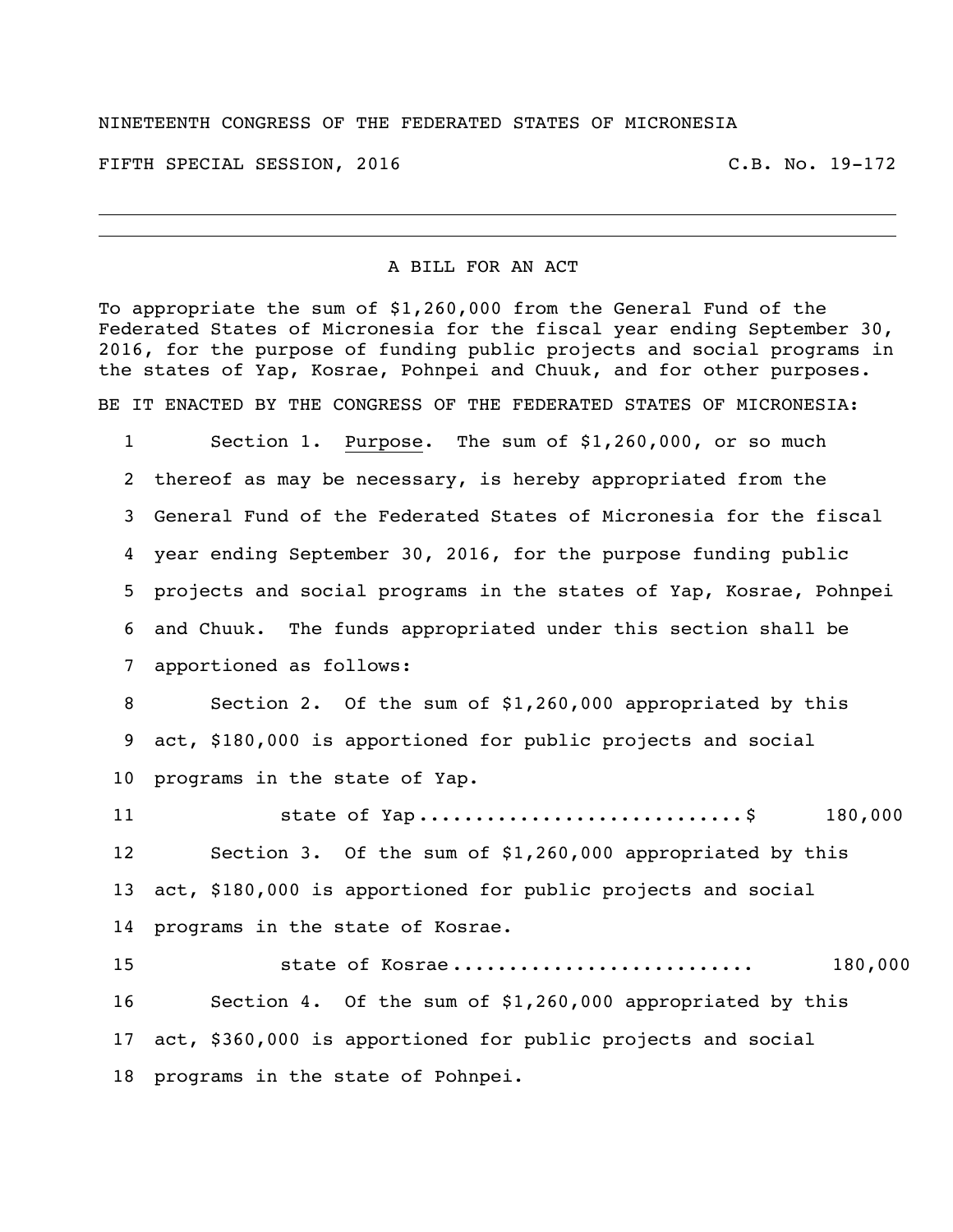NINETEENTH CONGRESS OF THE FEDERATED STATES OF MICRONESIA

FIFTH SPECIAL SESSION, 2016 C.B. No. 19-172

A BILL FOR AN ACT

To appropriate the sum of $1,260,000 from the General Fund of the Federated States of Micronesia for the fiscal year ending September 30, 2016, for the purpose of funding public projects and social programs in the states of Yap, Kosrae, Pohnpei and Chuuk, and for other purposes.

BE IT ENACTED BY THE CONGRESS OF THE FEDERATED STATES OF MICRONESIA:

1 Section 1. Purpose. The sum of $1,260,000, or so much
2 thereof as may be necessary, is hereby appropriated from the
3 General Fund of the Federated States of Micronesia for the fiscal
4 year ending September 30, 2016, for the purpose funding public
5 projects and social programs in the states of Yap, Kosrae, Pohnpei
6 and Chuuk. The funds appropriated under this section shall be
7 apportioned as follows:

8 Section 2. Of the sum of $1,260,000 appropriated by this
9 act, $180,000 is apportioned for public projects and social
10 programs in the state of Yap.

11 state of Yap............................$ 180,000

12 Section 3. Of the sum of $1,260,000 appropriated by this
13 act, $180,000 is apportioned for public projects and social
14 programs in the state of Kosrae.

15 state of Kosrae.......................... 180,000

16 Section 4. Of the sum of $1,260,000 appropriated by this
17 act, $360,000 is apportioned for public projects and social
18 programs in the state of Pohnpei.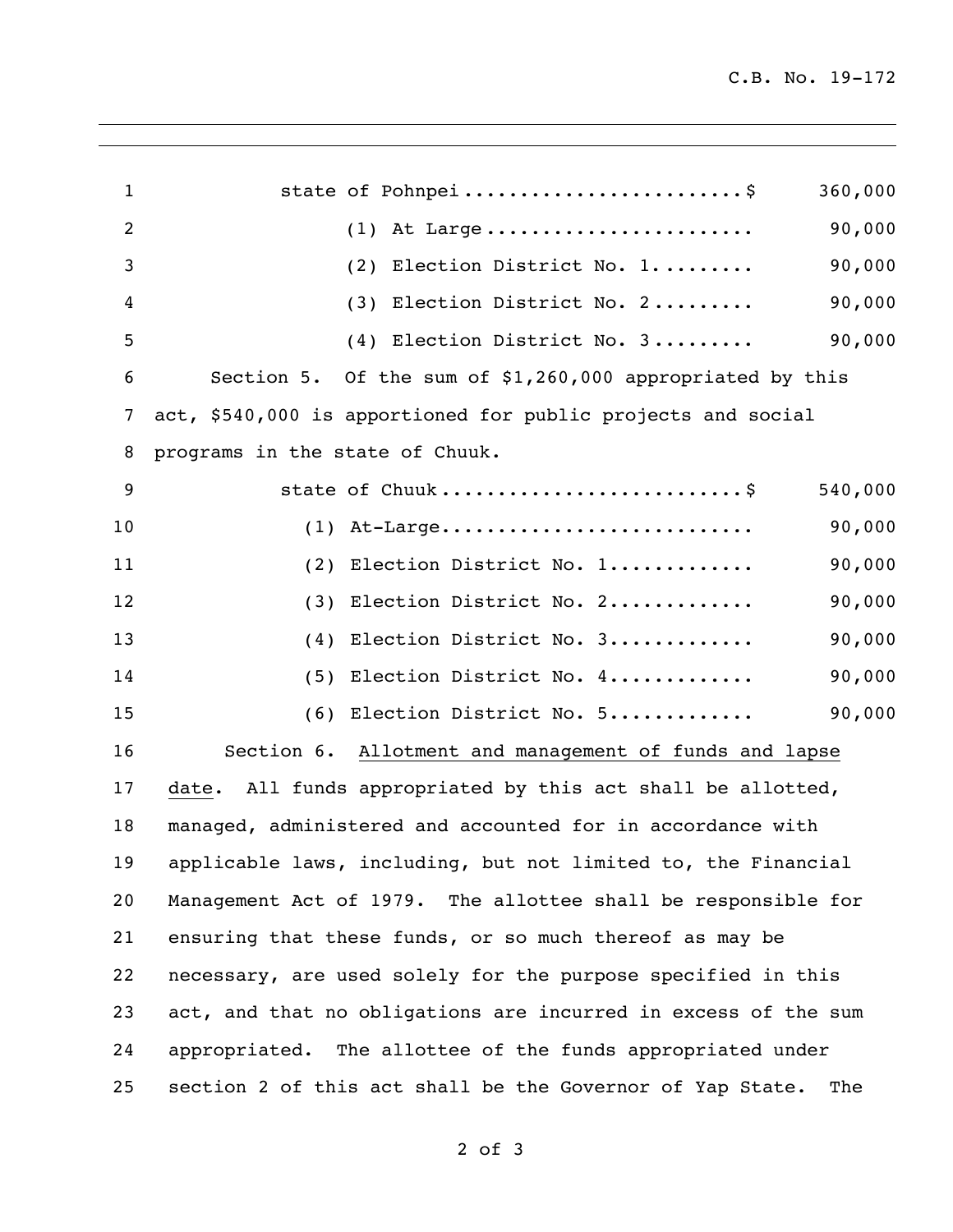| | |
|---|---|
| state of Pohnpei........................$ | 360,000 |
| (1) At Large....................... | 90,000 |
| (2) Election District No. 1......... | 90,000 |
| (3) Election District No. 2......... | 90,000 |
| (4) Election District No. 3......... | 90,000 |

Section 5. Of the sum of $1,260,000 appropriated by this act, $540,000 is apportioned for public projects and social programs in the state of Chuuk.

| | |
|---|---|
| state of Chuuk..........................$ | 540,000 |
| (1) At-Large........................... | 90,000 |
| (2) Election District No. 1............ | 90,000 |
| (3) Election District No. 2............ | 90,000 |
| (4) Election District No. 3............ | 90,000 |
| (5) Election District No. 4............ | 90,000 |
| (6) Election District No. 5............ | 90,000 |

Section 6. Allotment and management of funds and lapse date. All funds appropriated by this act shall be allotted, managed, administered and accounted for in accordance with applicable laws, including, but not limited to, the Financial Management Act of 1979. The allottee shall be responsible for ensuring that these funds, or so much thereof as may be necessary, are used solely for the purpose specified in this act, and that no obligations are incurred in excess of the sum appropriated. The allottee of the funds appropriated under section 2 of this act shall be the Governor of Yap State. The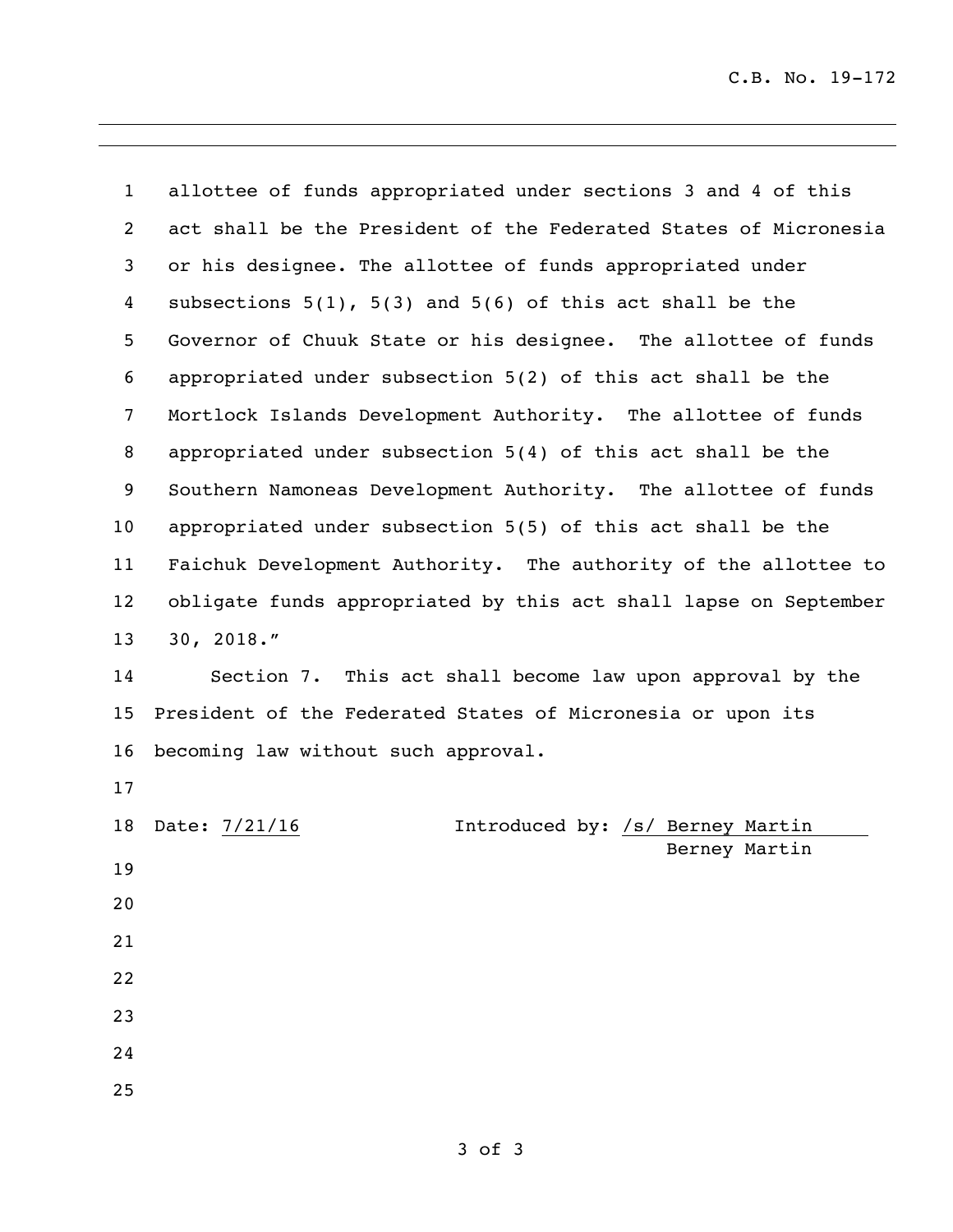allottee of funds appropriated under sections 3 and 4 of this act shall be the President of the Federated States of Micronesia or his designee. The allottee of funds appropriated under subsections 5(1), 5(3) and 5(6) of this act shall be the Governor of Chuuk State or his designee. The allottee of funds appropriated under subsection 5(2) of this act shall be the Mortlock Islands Development Authority. The allottee of funds appropriated under subsection 5(4) of this act shall be the Southern Namoneas Development Authority. The allottee of funds appropriated under subsection 5(5) of this act shall be the Faichuk Development Authority. The authority of the allottee to obligate funds appropriated by this act shall lapse on September 30, 2018."

Section 7. This act shall become law upon approval by the President of the Federated States of Micronesia or upon its becoming law without such approval.

Date: 7/21/16

Introduced by: /s/ Berney Martin
Berney Martin